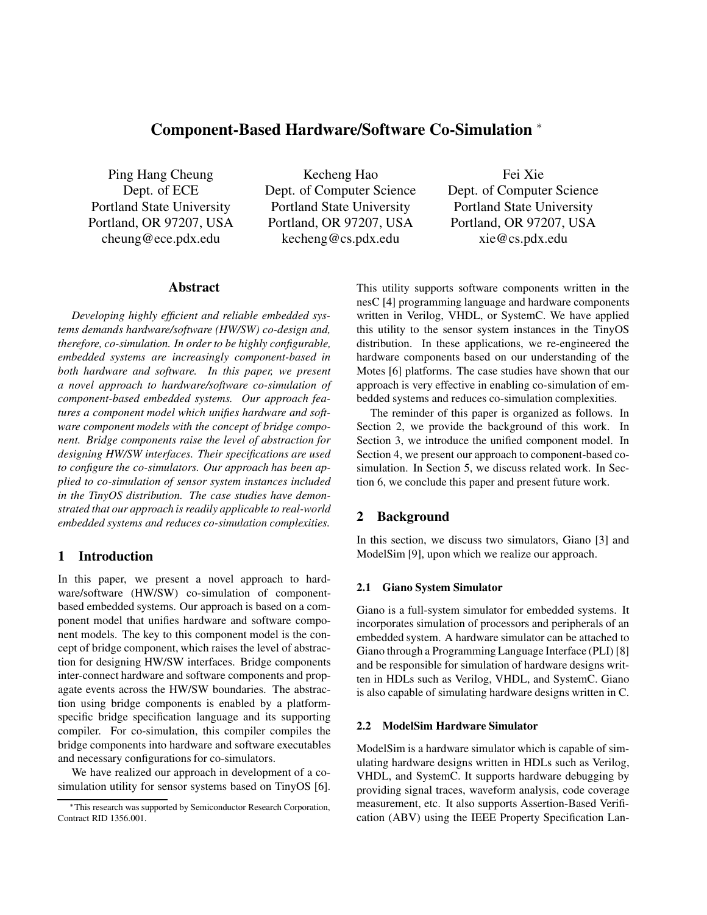# Component-Based Hardware/Software Co-Simulation *

Ping Hang Cheung
Dept. of ECE
Portland State University
Portland, OR 97207, USA
cheung@ece.pdx.edu

Kecheng Hao
Dept. of Computer Science
Portland State University
Portland, OR 97207, USA
kecheng@cs.pdx.edu

Fei Xie
Dept. of Computer Science
Portland State University
Portland, OR 97207, USA
xie@cs.pdx.edu

## Abstract

*Developing highly efficient and reliable embedded systems demands hardware/software (HW/SW) co-design and, therefore, co-simulation. In order to be highly configurable, embedded systems are increasingly component-based in both hardware and software. In this paper, we present a novel approach to hardware/software co-simulation of component-based embedded systems. Our approach features a component model which unifies hardware and software component models with the concept of bridge component. Bridge components raise the level of abstraction for designing HW/SW interfaces. Their specifications are used to configure the co-simulators. Our approach has been applied to co-simulation of sensor system instances included in the TinyOS distribution. The case studies have demonstrated that our approach is readily applicable to real-world embedded systems and reduces co-simulation complexities.*

## 1 Introduction

In this paper, we present a novel approach to hardware/software (HW/SW) co-simulation of component-based embedded systems. Our approach is based on a component model that unifies hardware and software component models. The key to this component model is the concept of bridge component, which raises the level of abstraction for designing HW/SW interfaces. Bridge components inter-connect hardware and software components and propagate events across the HW/SW boundaries. The abstraction using bridge components is enabled by a platform-specific bridge specification language and its supporting compiler. For co-simulation, this compiler compiles the bridge components into hardware and software executables and necessary configurations for co-simulators.

We have realized our approach in development of a co-simulation utility for sensor systems based on TinyOS [6]. This utility supports software components written in the nesC [4] programming language and hardware components written in Verilog, VHDL, or SystemC. We have applied this utility to the sensor system instances in the TinyOS distribution. In these applications, we re-engineered the hardware components based on our understanding of the Motes [6] platforms. The case studies have shown that our approach is very effective in enabling co-simulation of embedded systems and reduces co-simulation complexities.

The reminder of this paper is organized as follows. In Section 2, we provide the background of this work. In Section 3, we introduce the unified component model. In Section 4, we present our approach to component-based co-simulation. In Section 5, we discuss related work. In Section 6, we conclude this paper and present future work.

## 2 Background

In this section, we discuss two simulators, Giano [3] and ModelSim [9], upon which we realize our approach.

### 2.1 Giano System Simulator

Giano is a full-system simulator for embedded systems. It incorporates simulation of processors and peripherals of an embedded system. A hardware simulator can be attached to Giano through a Programming Language Interface (PLI) [8] and be responsible for simulation of hardware designs written in HDLs such as Verilog, VHDL, and SystemC. Giano is also capable of simulating hardware designs written in C.

### 2.2 ModelSim Hardware Simulator

ModelSim is a hardware simulator which is capable of simulating hardware designs written in HDLs such as Verilog, VHDL, and SystemC. It supports hardware debugging by providing signal traces, waveform analysis, code coverage measurement, etc. It also supports Assertion-Based Verification (ABV) using the IEEE Property Specification Lan-

*This research was supported by Semiconductor Research Corporation, Contract RID 1356.001.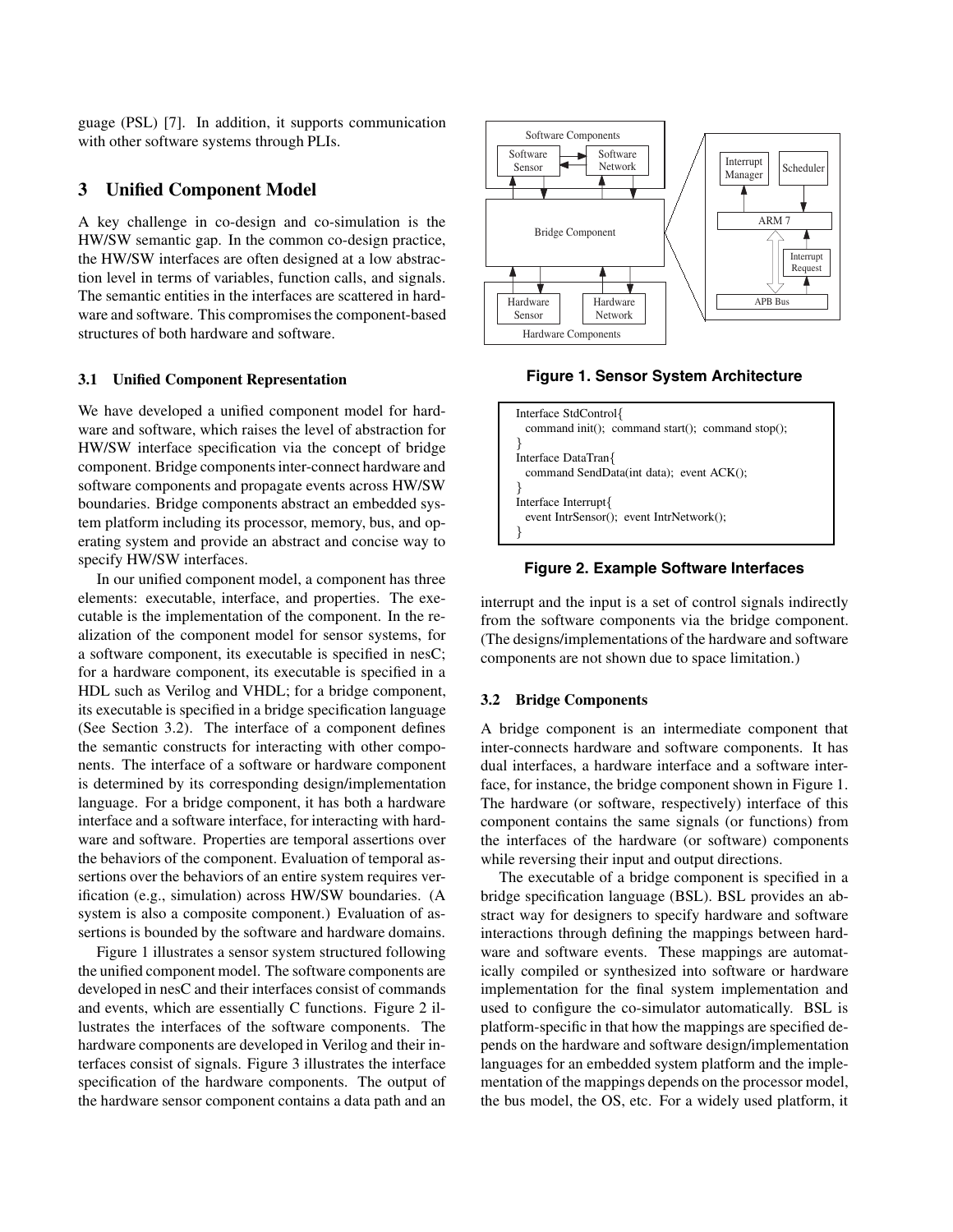guage (PSL) [7]. In addition, it supports communication with other software systems through PLIs.

## 3 Unified Component Model

A key challenge in co-design and co-simulation is the HW/SW semantic gap. In the common co-design practice, the HW/SW interfaces are often designed at a low abstraction level in terms of variables, function calls, and signals. The semantic entities in the interfaces are scattered in hardware and software. This compromises the component-based structures of both hardware and software.

### 3.1 Unified Component Representation

We have developed a unified component model for hardware and software, which raises the level of abstraction for HW/SW interface specification via the concept of bridge component. Bridge components inter-connect hardware and software components and propagate events across HW/SW boundaries. Bridge components abstract an embedded system platform including its processor, memory, bus, and operating system and provide an abstract and concise way to specify HW/SW interfaces.

In our unified component model, a component has three elements: executable, interface, and properties. The executable is the implementation of the component. In the realization of the component model for sensor systems, for a software component, its executable is specified in nesC; for a hardware component, its executable is specified in a HDL such as Verilog and VHDL; for a bridge component, its executable is specified in a bridge specification language (See Section 3.2). The interface of a component defines the semantic constructs for interacting with other components. The interface of a software or hardware component is determined by its corresponding design/implementation language. For a bridge component, it has both a hardware interface and a software interface, for interacting with hardware and software. Properties are temporal assertions over the behaviors of the component. Evaluation of temporal assertions over the behaviors of an entire system requires verification (e.g., simulation) across HW/SW boundaries. (A system is also a composite component.) Evaluation of assertions is bounded by the software and hardware domains.

Figure 1 illustrates a sensor system structured following the unified component model. The software components are developed in nesC and their interfaces consist of commands and events, which are essentially C functions. Figure 2 illustrates the interfaces of the software components. The hardware components are developed in Verilog and their interfaces consist of signals. Figure 3 illustrates the interface specification of the hardware components. The output of the hardware sensor component contains a data path and an interrupt and the input is a set of control signals indirectly from the software components via the bridge component. (The designs/implementations of the hardware and software components are not shown due to space limitation.)

**Figure 1. Sensor System Architecture**

```
Interface StdControl{
  command init(); command start(); command stop();
}
Interface DataTran{
  command SendData(int data); event ACK();
}
Interface Interrupt{
  event IntrSensor(); event IntrNetwork();
}
```

**Figure 2. Example Software Interfaces**

### 3.2 Bridge Components

A bridge component is an intermediate component that inter-connects hardware and software components. It has dual interfaces, a hardware interface and a software interface, for instance, the bridge component shown in Figure 1. The hardware (or software, respectively) interface of this component contains the same signals (or functions) from the interfaces of the hardware (or software) components while reversing their input and output directions.

The executable of a bridge component is specified in a bridge specification language (BSL). BSL provides an abstract way for designers to specify hardware and software interactions through defining the mappings between hardware and software events. These mappings are automatically compiled or synthesized into software or hardware implementation for the final system implementation and used to configure the co-simulator automatically. BSL is platform-specific in that how the mappings are specified depends on the hardware and software design/implementation languages for an embedded system platform and the implementation of the mappings depends on the processor model, the bus model, the OS, etc. For a widely used platform, it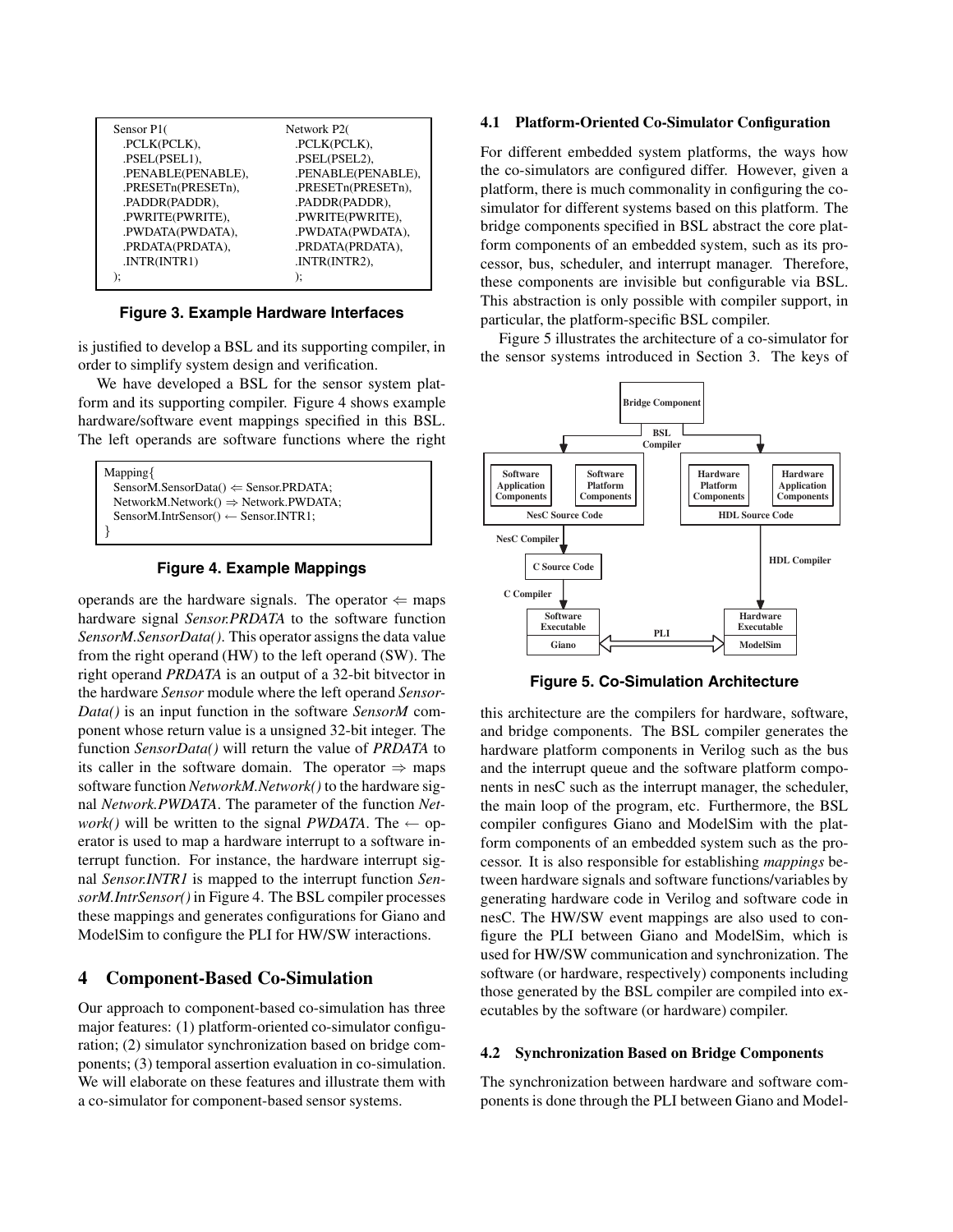```
Sensor P1(                          Network P2(
  .PCLK(PCLK),                        .PCLK(PCLK),
  .PSEL(PSEL1),                       .PSEL(PSEL2),
  .PENABLE(PENABLE),                  .PENABLE(PENABLE),
  .PRESETn(PRESETn),                  .PRESETn(PRESETn),
  .PADDR(PADDR),                      .PADDR(PADDR),
  .PWRITE(PWRITE),                    .PWRITE(PWRITE),
  .PWDATA(PWDATA),                    .PWDATA(PWDATA),
  .PRDATA(PRDATA),                    .PRDATA(PRDATA),
  .INTR(INTR1)                        .INTR(INTR2),
);                                  );
```

**Figure 3. Example Hardware Interfaces**

is justified to develop a BSL and its supporting compiler, in order to simplify system design and verification.

We have developed a BSL for the sensor system platform and its supporting compiler. Figure 4 shows example hardware/software event mappings specified in this BSL. The left operands are software functions where the right operands are the hardware signals. The operator $\Leftarrow$ maps hardware signal *Sensor.PRDATA* to the software function *SensorM.SensorData()*. This operator assigns the data value from the right operand (HW) to the left operand (SW). The right operand *PRDATA* is an output of a 32-bit bitvector in the hardware *Sensor* module where the left operand *SensorData()* is an input function in the software *SensorM* component whose return value is a unsigned 32-bit integer. The function *SensorData()* will return the value of *PRDATA* to its caller in the software domain. The operator $\Rightarrow$ maps software function *NetworkM.Network()* to the hardware signal *Network.PWDATA*. The parameter of the function *Network()* will be written to the signal *PWDATA*. The $\leftarrow$ operator is used to map a hardware interrupt to a software interrupt function. For instance, the hardware interrupt signal *Sensor.INTR1* is mapped to the interrupt function *SensorM.IntrSensor()* in Figure 4. The BSL compiler processes these mappings and generates configurations for Giano and ModelSim to configure the PLI for HW/SW interactions.

```
Mapping{
  SensorM.SensorData() ⇐ Sensor.PRDATA;
  NetworkM.Network() ⇒ Network.PWDATA;
  SensorM.IntrSensor() ← Sensor.INTR1;
}
```

**Figure 4. Example Mappings**

## 4 Component-Based Co-Simulation

Our approach to component-based co-simulation has three major features: (1) platform-oriented co-simulator configuration; (2) simulator synchronization based on bridge components; (3) temporal assertion evaluation in co-simulation. We will elaborate on these features and illustrate them with a co-simulator for component-based sensor systems.

### 4.1 Platform-Oriented Co-Simulator Configuration

For different embedded system platforms, the ways how the co-simulators are configured differ. However, given a platform, there is much commonality in configuring the co-simulator for different systems based on this platform. The bridge components specified in BSL abstract the core platform components of an embedded system, such as its processor, bus, scheduler, and interrupt manager. Therefore, these components are invisible but configurable via BSL. This abstraction is only possible with compiler support, in particular, the platform-specific BSL compiler.

Figure 5 illustrates the architecture of a co-simulator for the sensor systems introduced in Section 3. The keys of this architecture are the compilers for hardware, software, and bridge components. The BSL compiler generates the hardware platform components in Verilog such as the bus and the interrupt queue and the software platform components in nesC such as the interrupt manager, the scheduler, the main loop of the program, etc. Furthermore, the BSL compiler configures Giano and ModelSim with the platform components of an embedded system such as the processor. It is also responsible for establishing *mappings* between hardware signals and software functions/variables by generating hardware code in Verilog and software code in nesC. The HW/SW event mappings are also used to configure the PLI between Giano and ModelSim, which is used for HW/SW communication and synchronization. The software (or hardware, respectively) components including those generated by the BSL compiler are compiled into executables by the software (or hardware) compiler.

**Figure 5. Co-Simulation Architecture**

### 4.2 Synchronization Based on Bridge Components

The synchronization between hardware and software components is done through the PLI between Giano and Model-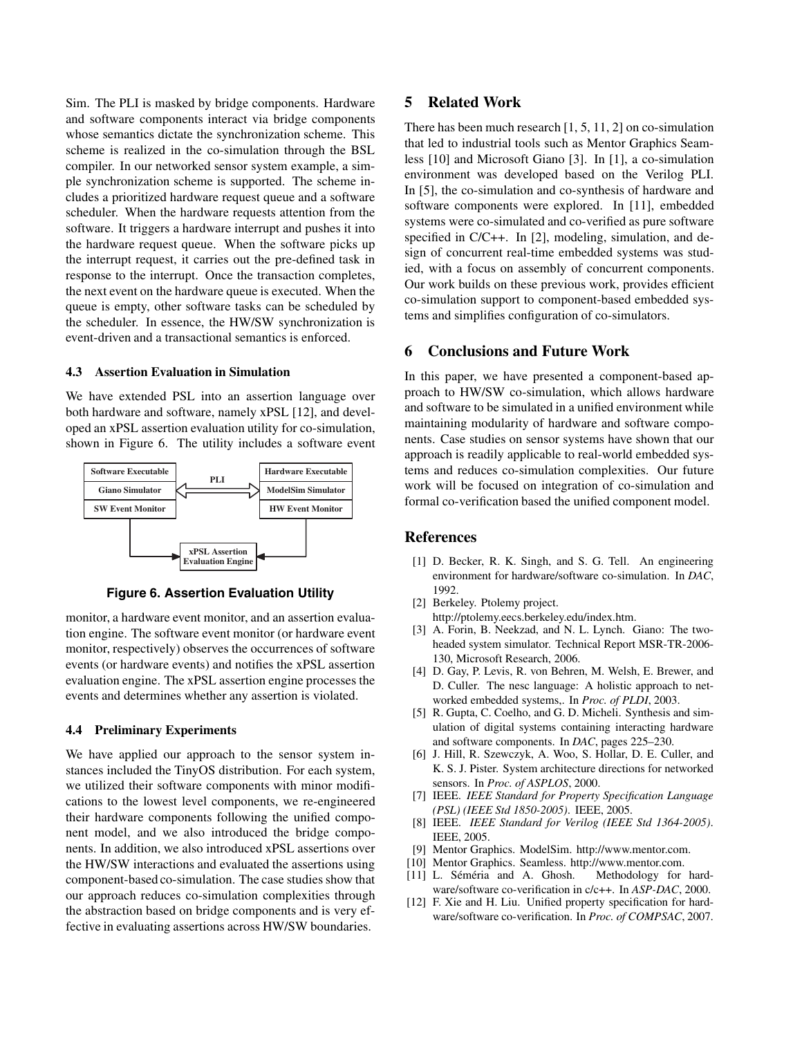Sim. The PLI is masked by bridge components. Hardware and software components interact via bridge components whose semantics dictate the synchronization scheme. This scheme is realized in the co-simulation through the BSL compiler. In our networked sensor system example, a simple synchronization scheme is supported. The scheme includes a prioritized hardware request queue and a software scheduler. When the hardware requests attention from the software. It triggers a hardware interrupt and pushes it into the hardware request queue. When the software picks up the interrupt request, it carries out the pre-defined task in response to the interrupt. Once the transaction completes, the next event on the hardware queue is executed. When the queue is empty, other software tasks can be scheduled by the scheduler. In essence, the HW/SW synchronization is event-driven and a transactional semantics is enforced.

### 4.3 Assertion Evaluation in Simulation

We have extended PSL into an assertion language over both hardware and software, namely xPSL [12], and developed an xPSL assertion evaluation utility for co-simulation, shown in Figure 6. The utility includes a software event monitor, a hardware event monitor, and an assertion evaluation engine. The software event monitor (or hardware event monitor, respectively) observes the occurrences of software events (or hardware events) and notifies the xPSL assertion evaluation engine. The xPSL assertion engine processes the events and determines whether any assertion is violated.

Software Executable
Giano Simulator
SW Event Monitor
PLI
Hardware Executable
ModelSim Simulator
HW Event Monitor
xPSL Assertion
Evaluation Engine

**Figure 6. Assertion Evaluation Utility**

### 4.4 Preliminary Experiments

We have applied our approach to the sensor system instances included the TinyOS distribution. For each system, we utilized their software components with minor modifications to the lowest level components, we re-engineered their hardware components following the unified component model, and we also introduced the bridge components. In addition, we also introduced xPSL assertions over the HW/SW interactions and evaluated the assertions using component-based co-simulation. The case studies show that our approach reduces co-simulation complexities through the abstraction based on bridge components and is very effective in evaluating assertions across HW/SW boundaries.

## 5 Related Work

There has been much research [1, 5, 11, 2] on co-simulation that led to industrial tools such as Mentor Graphics Seamless [10] and Microsoft Giano [3]. In [1], a co-simulation environment was developed based on the Verilog PLI. In [5], the co-simulation and co-synthesis of hardware and software components were explored. In [11], embedded systems were co-simulated and co-verified as pure software specified in C/C++. In [2], modeling, simulation, and design of concurrent real-time embedded systems was studied, with a focus on assembly of concurrent components. Our work builds on these previous work, provides efficient co-simulation support to component-based embedded systems and simplifies configuration of co-simulators.

## 6 Conclusions and Future Work

In this paper, we have presented a component-based approach to HW/SW co-simulation, which allows hardware and software to be simulated in a unified environment while maintaining modularity of hardware and software components. Case studies on sensor systems have shown that our approach is readily applicable to real-world embedded systems and reduces co-simulation complexities. Our future work will be focused on integration of co-simulation and formal co-verification based the unified component model.

## References

[1] D. Becker, R. K. Singh, and S. G. Tell. An engineering environment for hardware/software co-simulation. In *DAC*, 1992.

[2] Berkeley. Ptolemy project. http://ptolemy.eecs.berkeley.edu/index.htm.

[3] A. Forin, B. Neekzad, and N. L. Lynch. Giano: The two-headed system simulator. Technical Report MSR-TR-2006-130, Microsoft Research, 2006.

[4] D. Gay, P. Levis, R. von Behren, M. Welsh, E. Brewer, and D. Culler. The nesc language: A holistic approach to networked embedded systems,. In *Proc. of PLDI*, 2003.

[5] R. Gupta, C. Coelho, and G. D. Micheli. Synthesis and simulation of digital systems containing interacting hardware and software components. In *DAC*, pages 225–230.

[6] J. Hill, R. Szewczyk, A. Woo, S. Hollar, D. E. Culler, and K. S. J. Pister. System architecture directions for networked sensors. In *Proc. of ASPLOS*, 2000.

[7] IEEE. *IEEE Standard for Property Specification Language (PSL) (IEEE Std 1850-2005)*. IEEE, 2005.

[8] IEEE. *IEEE Standard for Verilog (IEEE Std 1364-2005)*. IEEE, 2005.

[9] Mentor Graphics. ModelSim. http://www.mentor.com.

[10] Mentor Graphics. Seamless. http://www.mentor.com.

[11] L. Séméria and A. Ghosh. Methodology for hardware/software co-verification in c/c++. In *ASP-DAC*, 2000.

[12] F. Xie and H. Liu. Unified property specification for hardware/software co-verification. In *Proc. of COMPSAC*, 2007.